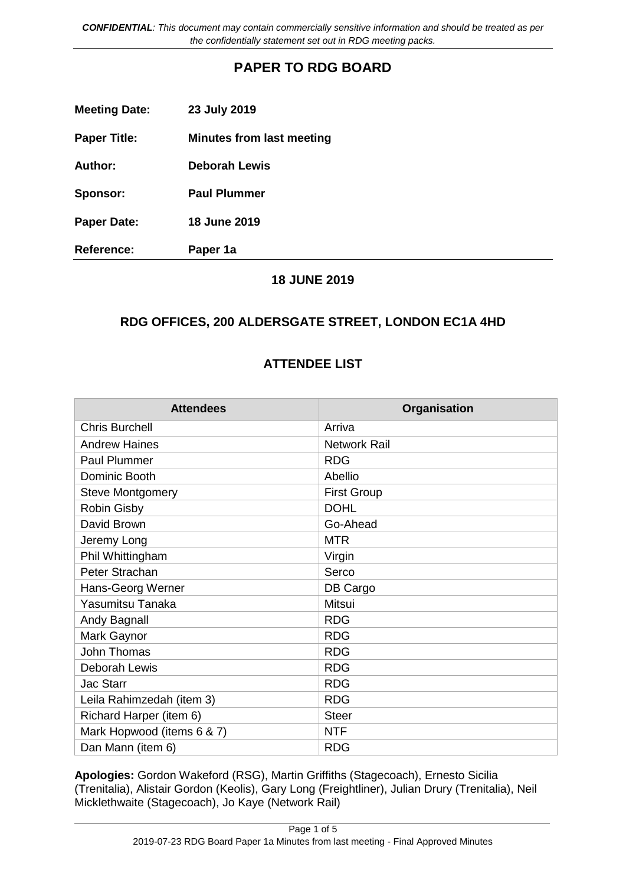*CONFIDENTIAL: This document may contain commercially sensitive information and should be treated as per the confidentially statement set out in RDG meeting packs.*

# PAPER TO RDG BOARD

**Meeting Date:** 23 July 2019

**Paper Title:** Minutes from last meeting

**Author:** Deborah Lewis

**Sponsor:** Paul Plummer

**Paper Date:** 18 June 2019

**Reference:** Paper 1a

## 18 JUNE 2019

## RDG OFFICES, 200 ALDERSGATE STREET, LONDON EC1A 4HD

## ATTENDEE LIST

| Attendees | Organisation |
|---|---|
| Chris Burchell | Arriva |
| Andrew Haines | Network Rail |
| Paul Plummer | RDG |
| Dominic Booth | Abellio |
| Steve Montgomery | First Group |
| Robin Gisby | DOHL |
| David Brown | Go-Ahead |
| Jeremy Long | MTR |
| Phil Whittingham | Virgin |
| Peter Strachan | Serco |
| Hans-Georg Werner | DB Cargo |
| Yasumitsu Tanaka | Mitsui |
| Andy Bagnall | RDG |
| Mark Gaynor | RDG |
| John Thomas | RDG |
| Deborah Lewis | RDG |
| Jac Starr | RDG |
| Leila Rahimzedah (item 3) | RDG |
| Richard Harper (item 6) | Steer |
| Mark Hopwood (items 6 & 7) | NTF |
| Dan Mann (item 6) | RDG |

**Apologies:** Gordon Wakeford (RSG), Martin Griffiths (Stagecoach), Ernesto Sicilia (Trenitalia), Alistair Gordon (Keolis), Gary Long (Freightliner), Julian Drury (Trenitalia), Neil Micklethwaite (Stagecoach), Jo Kaye (Network Rail)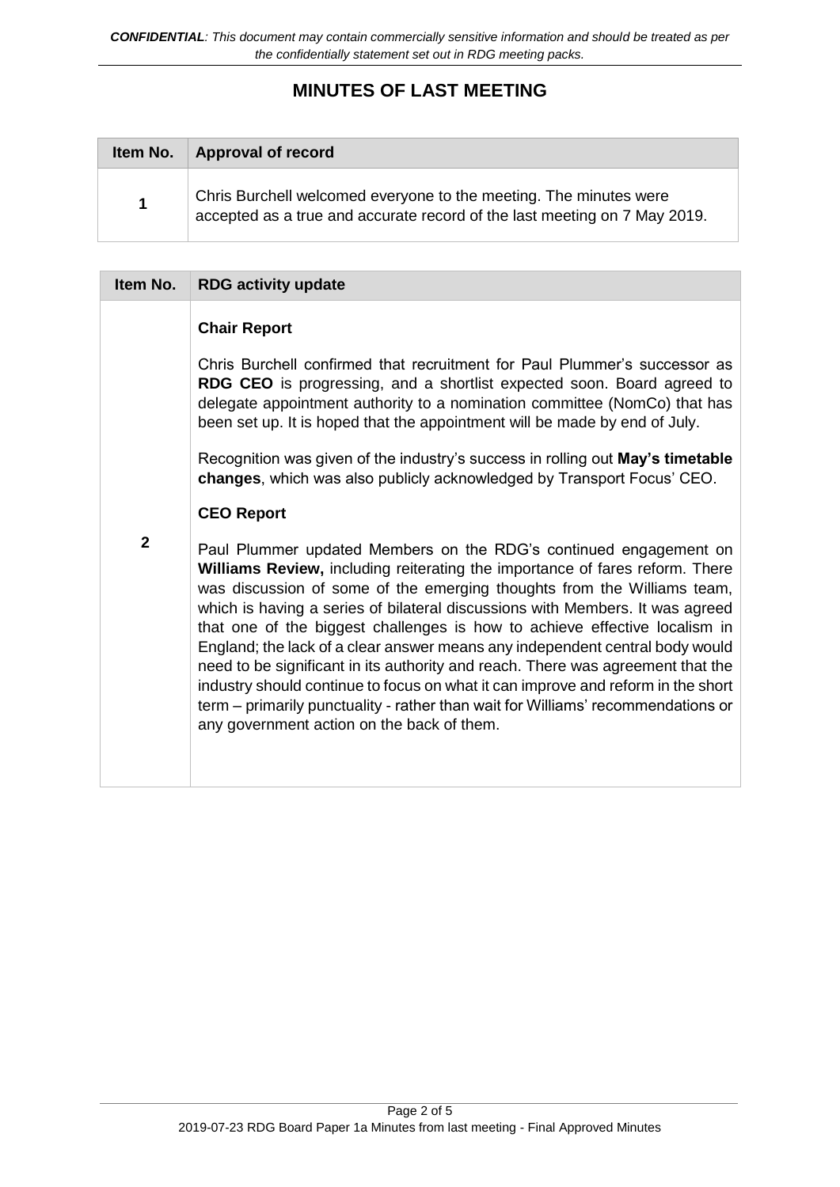# MINUTES OF LAST MEETING

| Item No. | Approval of record |
| --- | --- |
| 1 | Chris Burchell welcomed everyone to the meeting. The minutes were accepted as a true and accurate record of the last meeting on 7 May 2019. |

| Item No. | RDG activity update |
| --- | --- |
| 2 | **Chair Report**<br><br>Chris Burchell confirmed that recruitment for Paul Plummer's successor as **RDG CEO** is progressing, and a shortlist expected soon. Board agreed to delegate appointment authority to a nomination committee (NomCo) that has been set up. It is hoped that the appointment will be made by end of July.<br><br>Recognition was given of the industry's success in rolling out **May's timetable changes**, which was also publicly acknowledged by Transport Focus' CEO.<br><br>**CEO Report**<br><br>Paul Plummer updated Members on the RDG's continued engagement on **Williams Review,** including reiterating the importance of fares reform. There was discussion of some of the emerging thoughts from the Williams team, which is having a series of bilateral discussions with Members. It was agreed that one of the biggest challenges is how to achieve effective localism in England; the lack of a clear answer means any independent central body would need to be significant in its authority and reach. There was agreement that the industry should continue to focus on what it can improve and reform in the short term – primarily punctuality - rather than wait for Williams' recommendations or any government action on the back of them. |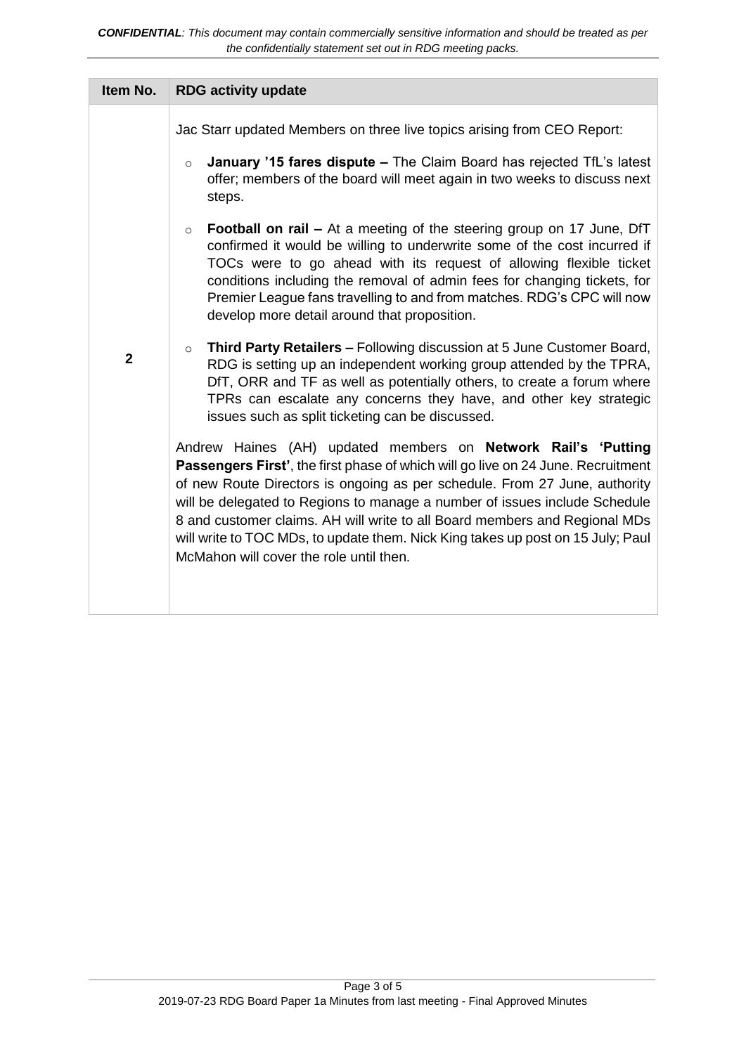| Item No. | RDG activity update |
|---|---|
| **2** | Jac Starr updated Members on three live topics arising from CEO Report:<br><br>○ **January '15 fares dispute –** The Claim Board has rejected TfL's latest offer; members of the board will meet again in two weeks to discuss next steps.<br><br>○ **Football on rail –** At a meeting of the steering group on 17 June, DfT confirmed it would be willing to underwrite some of the cost incurred if TOCs were to go ahead with its request of allowing flexible ticket conditions including the removal of admin fees for changing tickets, for Premier League fans travelling to and from matches. RDG's CPC will now develop more detail around that proposition.<br><br>○ **Third Party Retailers –** Following discussion at 5 June Customer Board, RDG is setting up an independent working group attended by the TPRA, DfT, ORR and TF as well as potentially others, to create a forum where TPRs can escalate any concerns they have, and other key strategic issues such as split ticketing can be discussed.<br><br>Andrew Haines (AH) updated members on **Network Rail's 'Putting Passengers First'**, the first phase of which will go live on 24 June. Recruitment of new Route Directors is ongoing as per schedule. From 27 June, authority will be delegated to Regions to manage a number of issues include Schedule 8 and customer claims. AH will write to all Board members and Regional MDs will write to TOC MDs, to update them. Nick King takes up post on 15 July; Paul McMahon will cover the role until then. |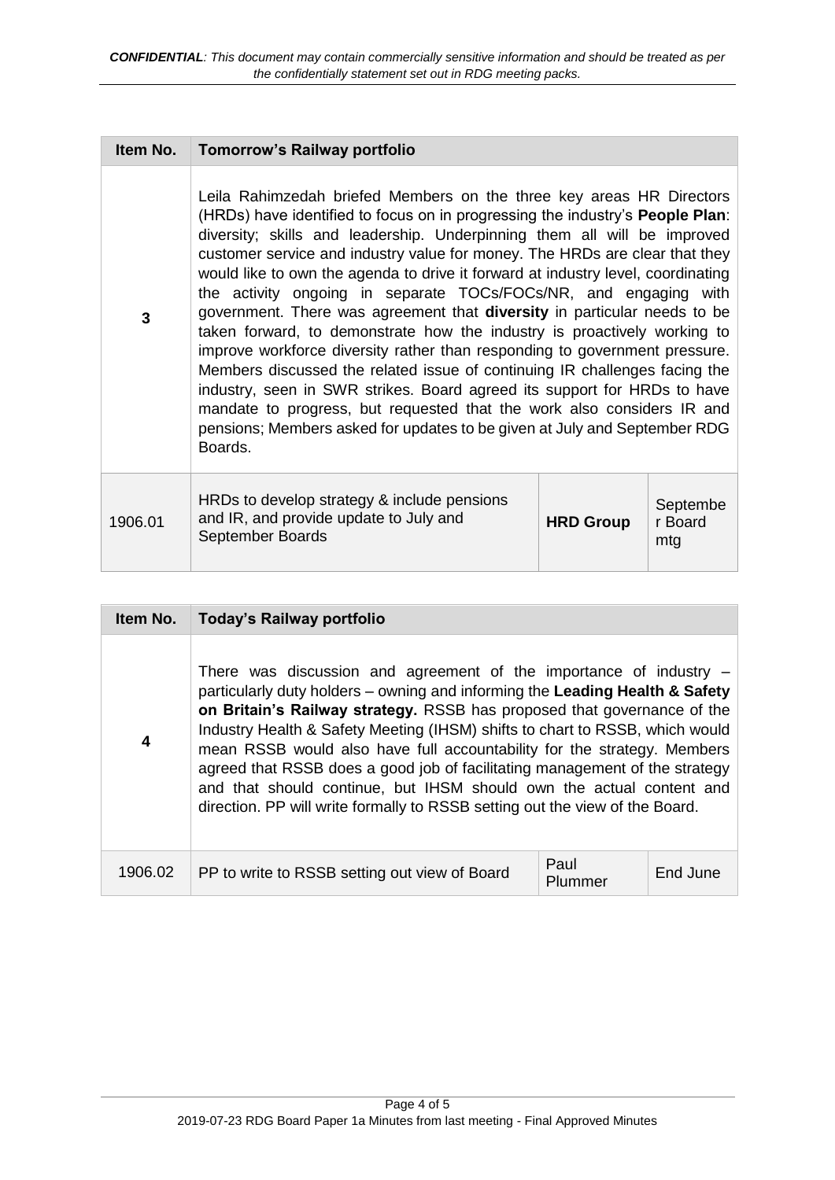| Item No. | Tomorrow's Railway portfolio | | |
|---|---|---|---|
| 3 | Leila Rahimzedah briefed Members on the three key areas HR Directors (HRDs) have identified to focus on in progressing the industry's **People Plan**: diversity; skills and leadership. Underpinning them all will be improved customer service and industry value for money. The HRDs are clear that they would like to own the agenda to drive it forward at industry level, coordinating the activity ongoing in separate TOCs/FOCs/NR, and engaging with government. There was agreement that **diversity** in particular needs to be taken forward, to demonstrate how the industry is proactively working to improve workforce diversity rather than responding to government pressure. Members discussed the related issue of continuing IR challenges facing the industry, seen in SWR strikes. Board agreed its support for HRDs to have mandate to progress, but requested that the work also considers IR and pensions; Members asked for updates to be given at July and September RDG Boards. | | |
| 1906.01 | HRDs to develop strategy & include pensions and IR, and provide update to July and September Boards | **HRD Group** | September Board mtg |

| Item No. | Today's Railway portfolio | | |
|---|---|---|---|
| 4 | There was discussion and agreement of the importance of industry – particularly duty holders – owning and informing the **Leading Health & Safety on Britain's Railway strategy.** RSSB has proposed that governance of the Industry Health & Safety Meeting (IHSM) shifts to chart to RSSB, which would mean RSSB would also have full accountability for the strategy. Members agreed that RSSB does a good job of facilitating management of the strategy and that should continue, but IHSM should own the actual content and direction. PP will write formally to RSSB setting out the view of the Board. | | |
| 1906.02 | PP to write to RSSB setting out view of Board | Paul Plummer | End June |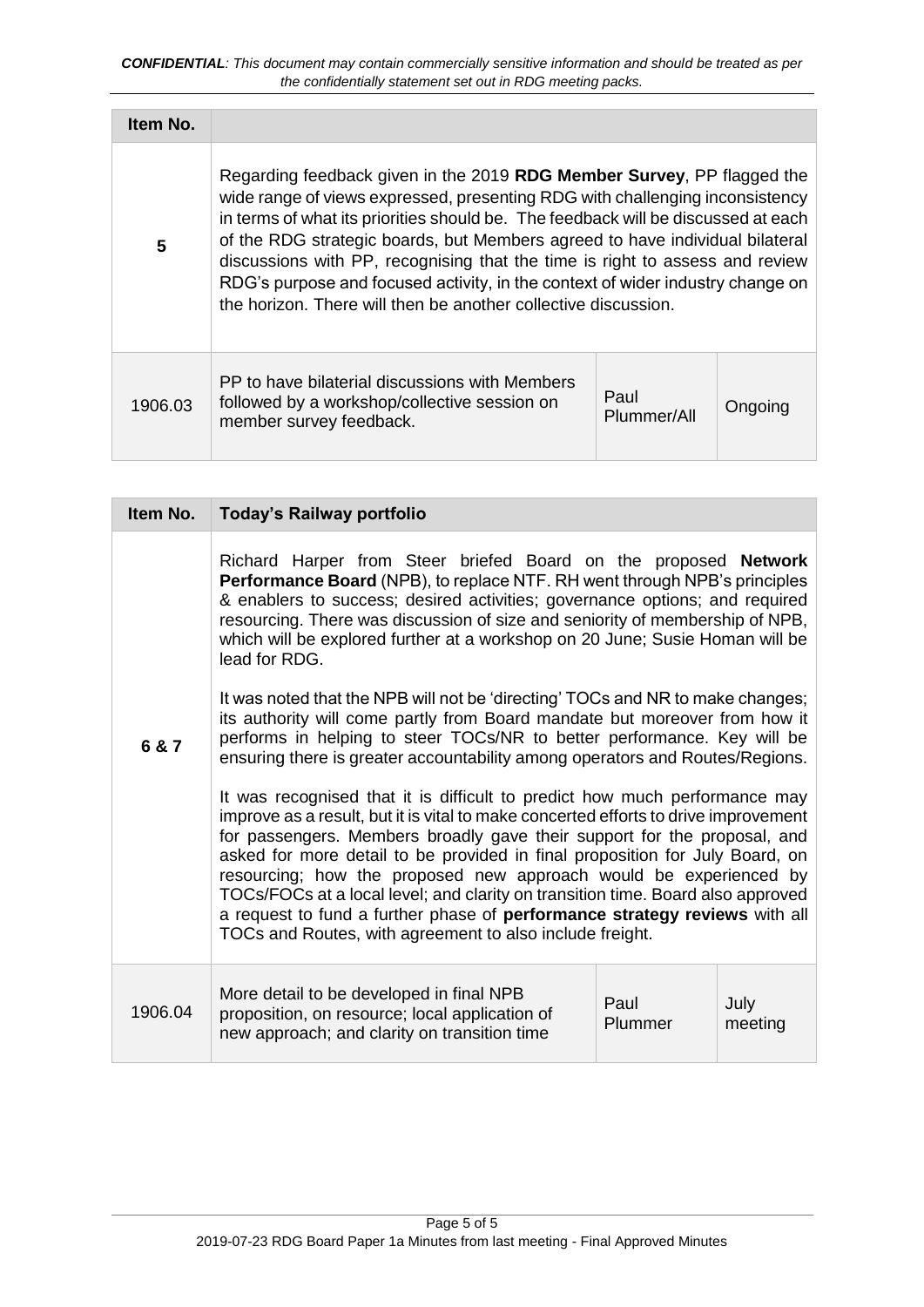| Item No. | | | |
|---|---|---|---|
| **5** | Regarding feedback given in the 2019 **RDG Member Survey**, PP flagged the wide range of views expressed, presenting RDG with challenging inconsistency in terms of what its priorities should be. The feedback will be discussed at each of the RDG strategic boards, but Members agreed to have individual bilateral discussions with PP, recognising that the time is right to assess and review RDG's purpose and focused activity, in the context of wider industry change on the horizon. There will then be another collective discussion. | | |
| 1906.03 | PP to have bilaterial discussions with Members followed by a workshop/collective session on member survey feedback. | Paul Plummer/All | Ongoing |

| Item No. | Today's Railway portfolio | | |
|---|---|---|---|
| **6 & 7** | Richard Harper from Steer briefed Board on the proposed **Network Performance Board** (NPB), to replace NTF. RH went through NPB's principles & enablers to success; desired activities; governance options; and required resourcing. There was discussion of size and seniority of membership of NPB, which will be explored further at a workshop on 20 June; Susie Homan will be lead for RDG.<br><br>It was noted that the NPB will not be 'directing' TOCs and NR to make changes; its authority will come partly from Board mandate but moreover from how it performs in helping to steer TOCs/NR to better performance. Key will be ensuring there is greater accountability among operators and Routes/Regions.<br><br>It was recognised that it is difficult to predict how much performance may improve as a result, but it is vital to make concerted efforts to drive improvement for passengers. Members broadly gave their support for the proposal, and asked for more detail to be provided in final proposition for July Board, on resourcing; how the proposed new approach would be experienced by TOCs/FOCs at a local level; and clarity on transition time. Board also approved a request to fund a further phase of **performance strategy reviews** with all TOCs and Routes, with agreement to also include freight. | | |
| 1906.04 | More detail to be developed in final NPB proposition, on resource; local application of new approach; and clarity on transition time | Paul Plummer | July meeting |